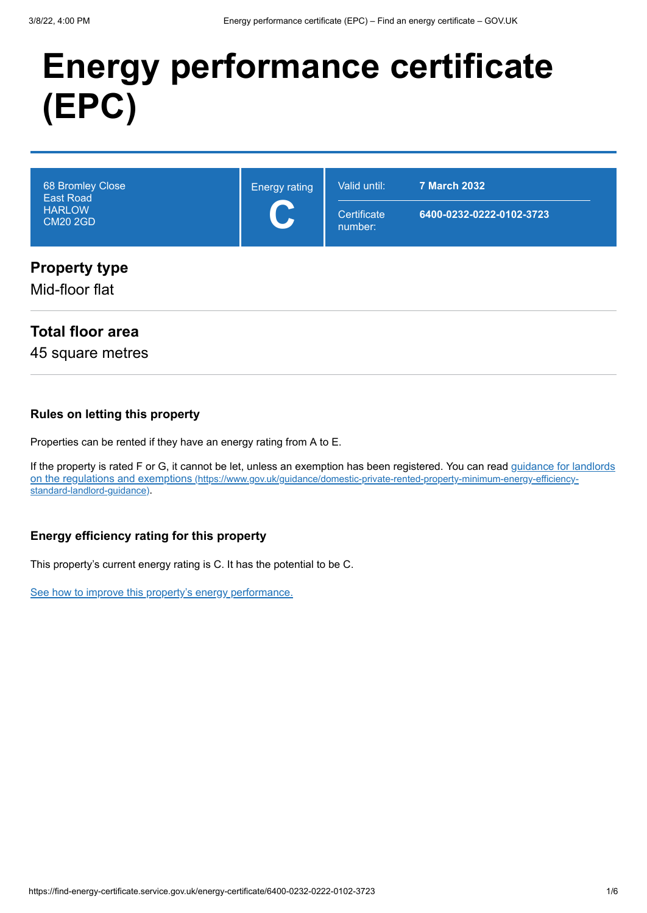# Energy performance certificate (EPC)

| 68 Bromley Close<br>East Road<br>HARLOW<br>CM20 2GD | Energy rating<br>**C** | Valid until: **7 March 2032**<br>Certificate number: **6400-0232-0222-0102-3723** |
|---|---|---|

## Property type

Mid-floor flat

## Total floor area

45 square metres

### Rules on letting this property

Properties can be rented if they have an energy rating from A to E.

If the property is rated F or G, it cannot be let, unless an exemption has been registered. You can read guidance for landlords on the regulations and exemptions (https://www.gov.uk/guidance/domestic-private-rented-property-minimum-energy-efficiency-standard-landlord-guidance).

### Energy efficiency rating for this property

This property's current energy rating is C. It has the potential to be C.

See how to improve this property's energy performance.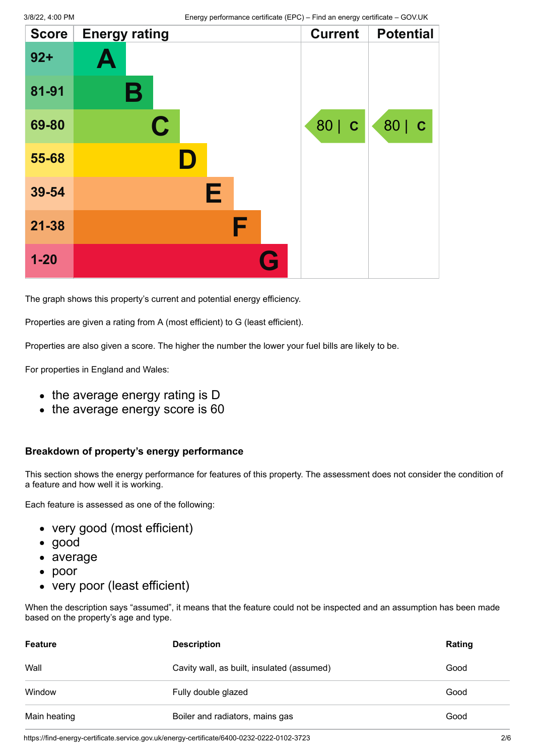| Score | Energy rating | Current | Potential |
|---|---|---|---|
| 92+ | A | | |
| 81-91 | B | | |
| 69-80 | C | 80 &#124; C | 80 &#124; C |
| 55-68 | D | | |
| 39-54 | E | | |
| 21-38 | F | | |
| 1-20 | G | | |

The graph shows this property's current and potential energy efficiency.

Properties are given a rating from A (most efficient) to G (least efficient).

Properties are also given a score. The higher the number the lower your fuel bills are likely to be.

For properties in England and Wales:

- the average energy rating is D
- the average energy score is 60

### Breakdown of property's energy performance

This section shows the energy performance for features of this property. The assessment does not consider the condition of a feature and how well it is working.

Each feature is assessed as one of the following:

- very good (most efficient)
- good
- average
- poor
- very poor (least efficient)

When the description says "assumed", it means that the feature could not be inspected and an assumption has been made based on the property's age and type.

| Feature | Description | Rating |
|---|---|---|
| Wall | Cavity wall, as built, insulated (assumed) | Good |
| Window | Fully double glazed | Good |
| Main heating | Boiler and radiators, mains gas | Good |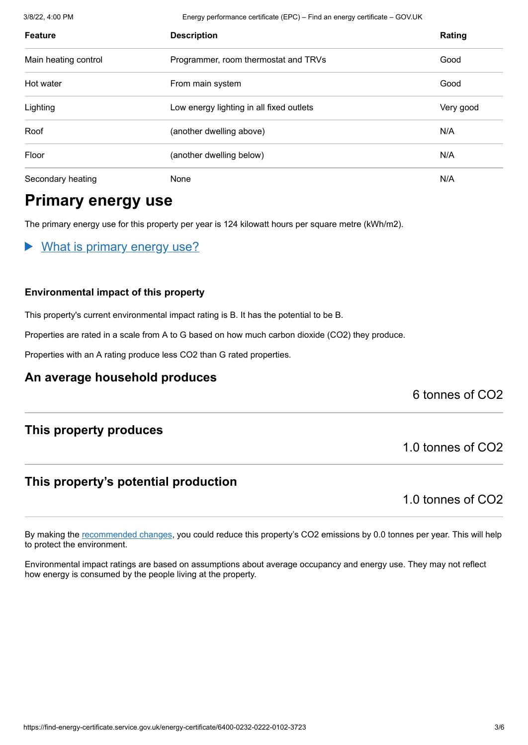| Feature | Description | Rating |
| --- | --- | --- |
| Main heating control | Programmer, room thermostat and TRVs | Good |
| Hot water | From main system | Good |
| Lighting | Low energy lighting in all fixed outlets | Very good |
| Roof | (another dwelling above) | N/A |
| Floor | (another dwelling below) | N/A |
| Secondary heating | None | N/A |

## Primary energy use

The primary energy use for this property per year is 124 kilowatt hours per square metre (kWh/m2).

▶ What is primary energy use?

### Environmental impact of this property

This property's current environmental impact rating is B. It has the potential to be B.

Properties are rated in a scale from A to G based on how much carbon dioxide ($CO_2$) they produce.

Properties with an A rating produce less $CO_2$ than G rated properties.

### An average household produces

6 tonnes of $CO_2$

### This property produces

1.0 tonnes of $CO_2$

### This property's potential production

1.0 tonnes of $CO_2$

By making the recommended changes, you could reduce this property's $CO_2$ emissions by 0.0 tonnes per year. This will help to protect the environment.

Environmental impact ratings are based on assumptions about average occupancy and energy use. They may not reflect how energy is consumed by the people living at the property.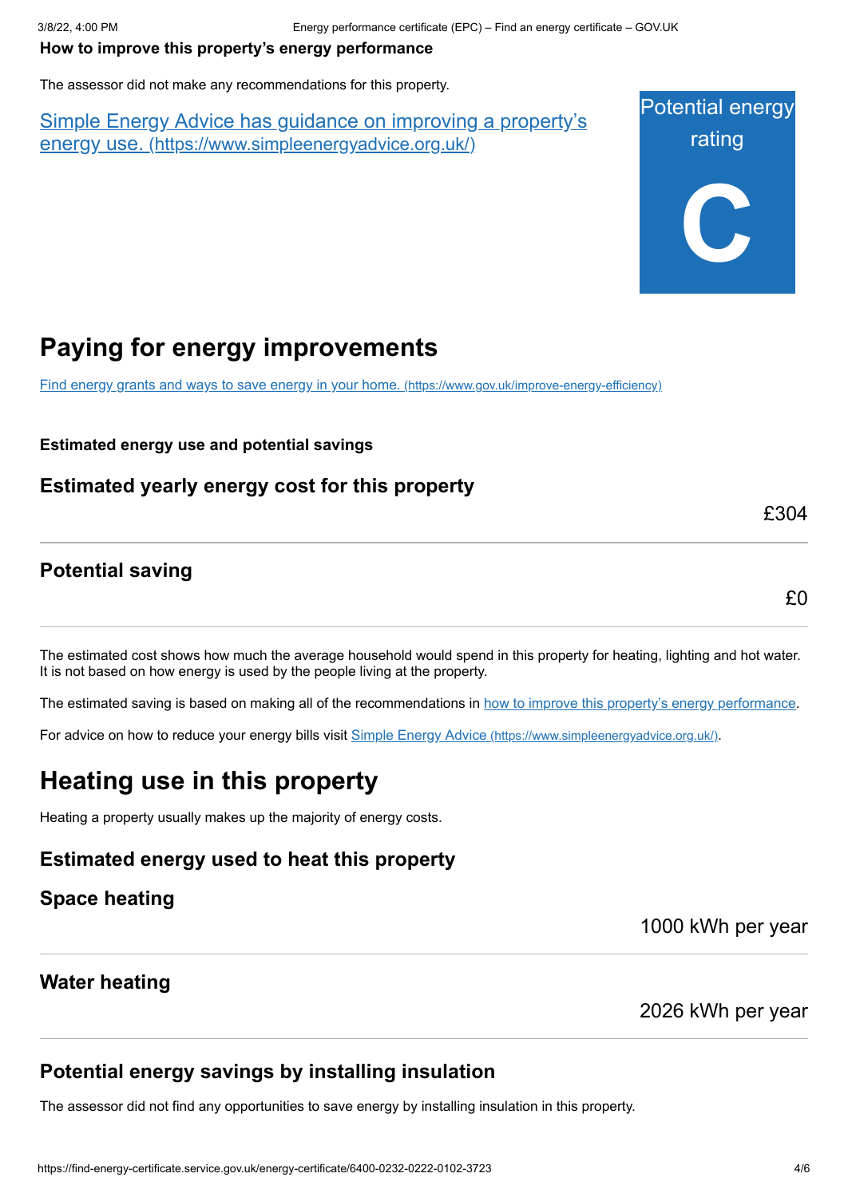**How to improve this property's energy performance**

The assessor did not make any recommendations for this property.

[Simple Energy Advice has guidance on improving a property's energy use. (https://www.simpleenergyadvice.org.uk/)](https://www.simpleenergyadvice.org.uk/)

Potential energy rating

**C**

# Paying for energy improvements

[Find energy grants and ways to save energy in your home. (https://www.gov.uk/improve-energy-efficiency)](https://www.gov.uk/improve-energy-efficiency)

**Estimated energy use and potential savings**

### Estimated yearly energy cost for this property

£304

### Potential saving

£0

The estimated cost shows how much the average household would spend in this property for heating, lighting and hot water. It is not based on how energy is used by the people living at the property.

The estimated saving is based on making all of the recommendations in how to improve this property's energy performance.

For advice on how to reduce your energy bills visit [Simple Energy Advice (https://www.simpleenergyadvice.org.uk/)](https://www.simpleenergyadvice.org.uk/).

# Heating use in this property

Heating a property usually makes up the majority of energy costs.

### Estimated energy used to heat this property

### Space heating

1000 kWh per year

### Water heating

2026 kWh per year

### Potential energy savings by installing insulation

The assessor did not find any opportunities to save energy by installing insulation in this property.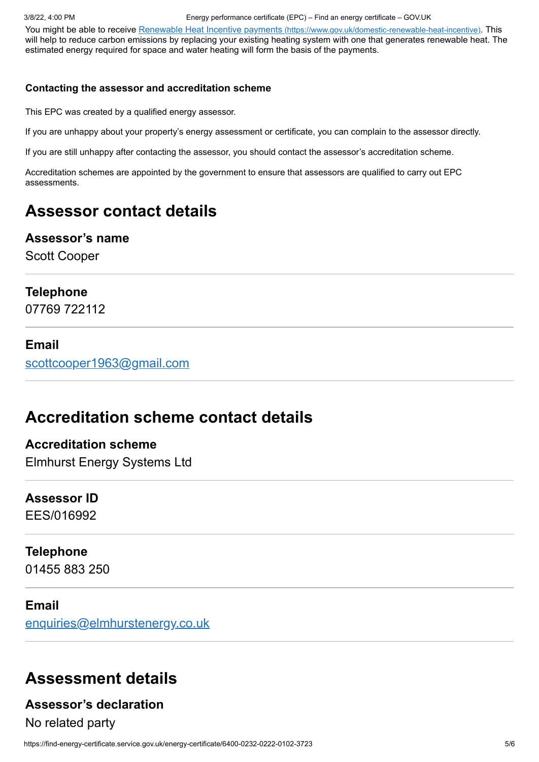You might be able to receive [Renewable Heat Incentive payments (https://www.gov.uk/domestic-renewable-heat-incentive)](https://www.gov.uk/domestic-renewable-heat-incentive). This will help to reduce carbon emissions by replacing your existing heating system with one that generates renewable heat. The estimated energy required for space and water heating will form the basis of the payments.

#### Contacting the assessor and accreditation scheme

This EPC was created by a qualified energy assessor.

If you are unhappy about your property's energy assessment or certificate, you can complain to the assessor directly.

If you are still unhappy after contacting the assessor, you should contact the assessor's accreditation scheme.

Accreditation schemes are appointed by the government to ensure that assessors are qualified to carry out EPC assessments.

## Assessor contact details

### Assessor's name

Scott Cooper

### Telephone

07769 722112

### Email

[scottcooper1963@gmail.com](mailto:scottcooper1963@gmail.com)

## Accreditation scheme contact details

### Accreditation scheme

Elmhurst Energy Systems Ltd

### Assessor ID

EES/016992

### Telephone

01455 883 250

### Email

[enquiries@elmhurstenergy.co.uk](mailto:enquiries@elmhurstenergy.co.uk)

## Assessment details

### Assessor's declaration

No related party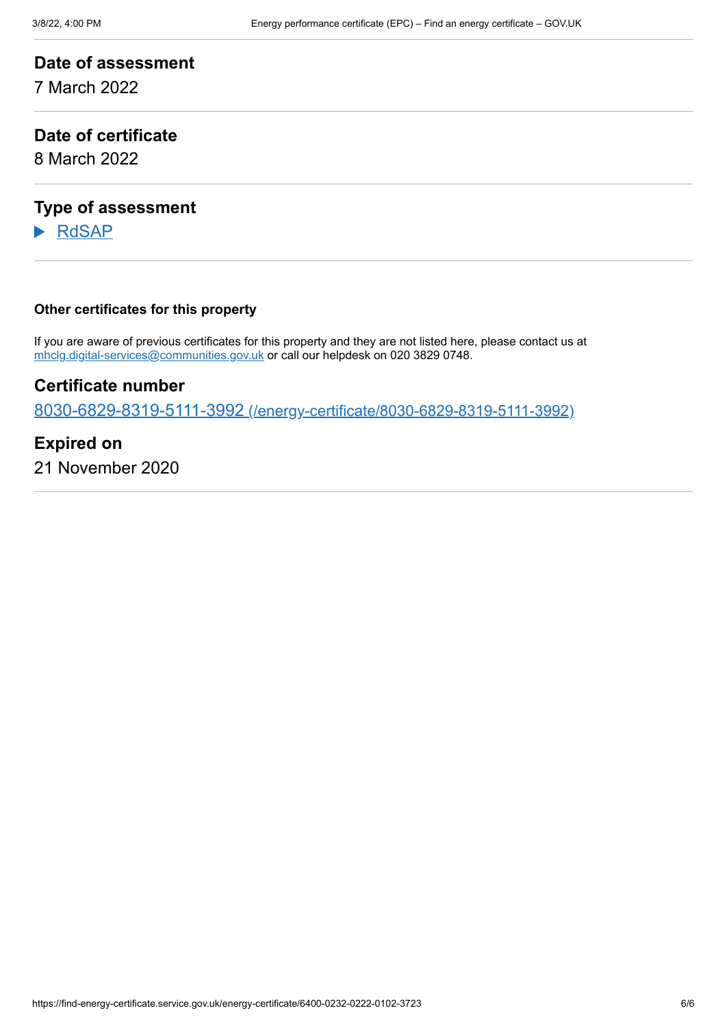## Date of assessment

7 March 2022

## Date of certificate

8 March 2022

## Type of assessment

▶ RdSAP

#### Other certificates for this property

If you are aware of previous certificates for this property and they are not listed here, please contact us at mhclg.digital-services@communities.gov.uk or call our helpdesk on 020 3829 0748.

## Certificate number

8030-6829-8319-5111-3992 (/energy-certificate/8030-6829-8319-5111-3992)

## Expired on

21 November 2020